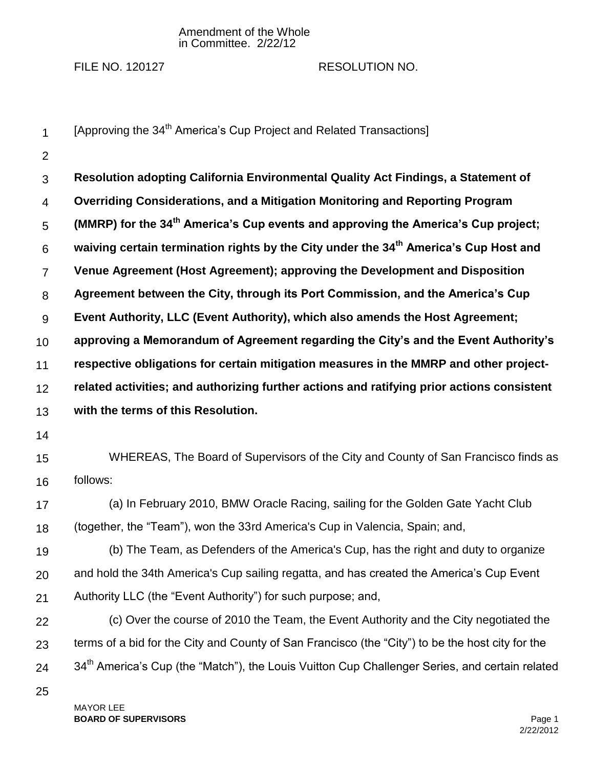Amendment of the Whole
in Committee. 2/22/12

FILE NO. 120127 RESOLUTION NO.

[Approving the 34th America's Cup Project and Related Transactions]

**Resolution adopting California Environmental Quality Act Findings, a Statement of Overriding Considerations, and a Mitigation Monitoring and Reporting Program (MMRP) for the 34th America's Cup events and approving the America's Cup project; waiving certain termination rights by the City under the 34th America's Cup Host and Venue Agreement (Host Agreement); approving the Development and Disposition Agreement between the City, through its Port Commission, and the America's Cup Event Authority, LLC (Event Authority), which also amends the Host Agreement; approving a Memorandum of Agreement regarding the City's and the Event Authority's respective obligations for certain mitigation measures in the MMRP and other project-related activities; and authorizing further actions and ratifying prior actions consistent with the terms of this Resolution.**

WHEREAS, The Board of Supervisors of the City and County of San Francisco finds as follows:

(a) In February 2010, BMW Oracle Racing, sailing for the Golden Gate Yacht Club (together, the "Team"), won the 33rd America's Cup in Valencia, Spain; and,

(b) The Team, as Defenders of the America's Cup, has the right and duty to organize and hold the 34th America's Cup sailing regatta, and has created the America's Cup Event Authority LLC (the "Event Authority") for such purpose; and,

(c) Over the course of 2010 the Team, the Event Authority and the City negotiated the terms of a bid for the City and County of San Francisco (the "City") to be the host city for the 34th America's Cup (the "Match"), the Louis Vuitton Cup Challenger Series, and certain related

MAYOR LEE
**BOARD OF SUPERVISORS**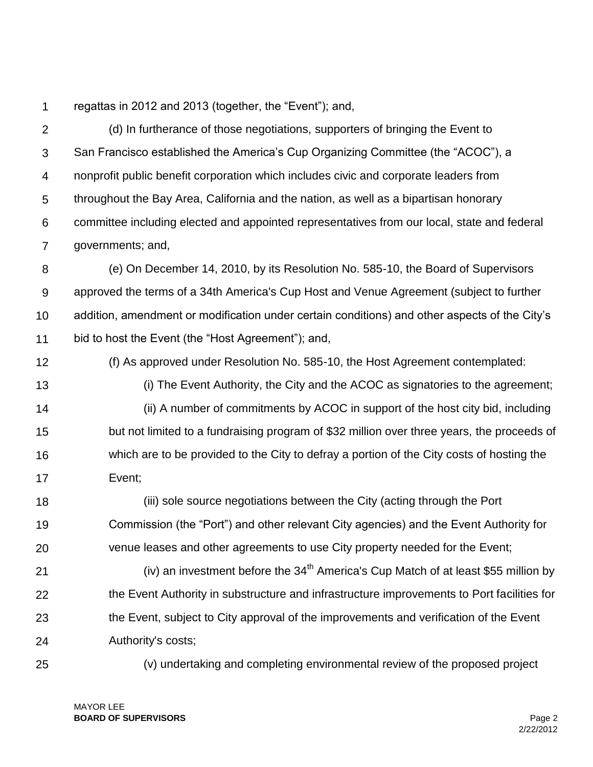regattas in 2012 and 2013 (together, the "Event"); and,

(d) In furtherance of those negotiations, supporters of bringing the Event to San Francisco established the America's Cup Organizing Committee (the "ACOC"), a nonprofit public benefit corporation which includes civic and corporate leaders from throughout the Bay Area, California and the nation, as well as a bipartisan honorary committee including elected and appointed representatives from our local, state and federal governments; and,

(e) On December 14, 2010, by its Resolution No. 585-10, the Board of Supervisors approved the terms of a 34th America's Cup Host and Venue Agreement (subject to further addition, amendment or modification under certain conditions) and other aspects of the City's bid to host the Event (the "Host Agreement"); and,

(f) As approved under Resolution No. 585-10, the Host Agreement contemplated:

(i) The Event Authority, the City and the ACOC as signatories to the agreement;

(ii) A number of commitments by ACOC in support of the host city bid, including but not limited to a fundraising program of $32 million over three years, the proceeds of which are to be provided to the City to defray a portion of the City costs of hosting the Event;

(iii) sole source negotiations between the City (acting through the Port Commission (the "Port") and other relevant City agencies) and the Event Authority for venue leases and other agreements to use City property needed for the Event;

(iv) an investment before the 34th America's Cup Match of at least $55 million by the Event Authority in substructure and infrastructure improvements to Port facilities for the Event, subject to City approval of the improvements and verification of the Event Authority's costs;

(v) undertaking and completing environmental review of the proposed project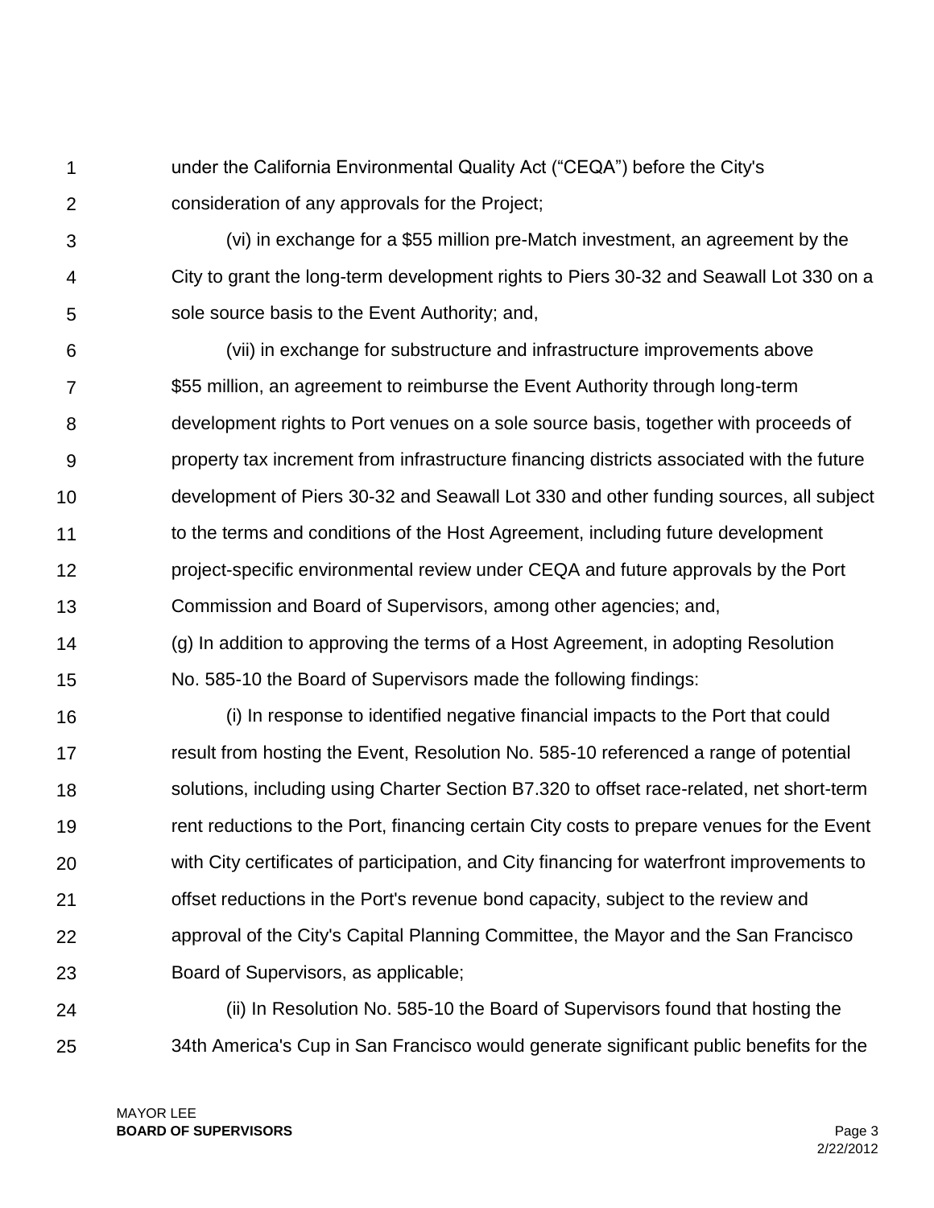under the California Environmental Quality Act ("CEQA") before the City's consideration of any approvals for the Project;

(vi) in exchange for a $55 million pre-Match investment, an agreement by the City to grant the long-term development rights to Piers 30-32 and Seawall Lot 330 on a sole source basis to the Event Authority; and,

(vii) in exchange for substructure and infrastructure improvements above $55 million, an agreement to reimburse the Event Authority through long-term development rights to Port venues on a sole source basis, together with proceeds of property tax increment from infrastructure financing districts associated with the future development of Piers 30-32 and Seawall Lot 330 and other funding sources, all subject to the terms and conditions of the Host Agreement, including future development project-specific environmental review under CEQA and future approvals by the Port Commission and Board of Supervisors, among other agencies; and,

(g) In addition to approving the terms of a Host Agreement, in adopting Resolution No. 585-10 the Board of Supervisors made the following findings:

(i) In response to identified negative financial impacts to the Port that could result from hosting the Event, Resolution No. 585-10 referenced a range of potential solutions, including using Charter Section B7.320 to offset race-related, net short-term rent reductions to the Port, financing certain City costs to prepare venues for the Event with City certificates of participation, and City financing for waterfront improvements to offset reductions in the Port's revenue bond capacity, subject to the review and approval of the City's Capital Planning Committee, the Mayor and the San Francisco Board of Supervisors, as applicable;

(ii) In Resolution No. 585-10 the Board of Supervisors found that hosting the 34th America's Cup in San Francisco would generate significant public benefits for the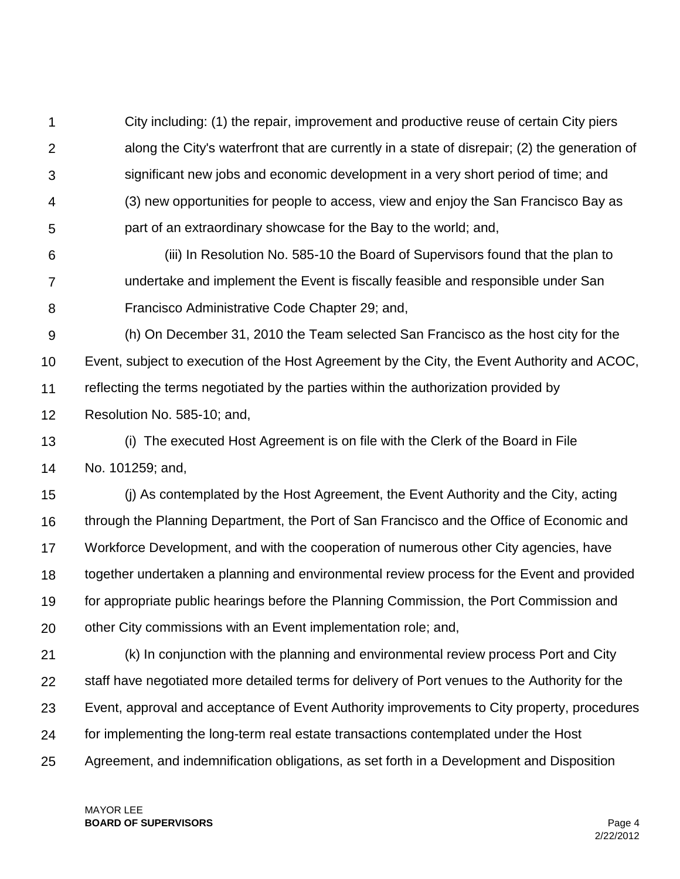City including: (1) the repair, improvement and productive reuse of certain City piers along the City's waterfront that are currently in a state of disrepair; (2) the generation of significant new jobs and economic development in a very short period of time; and (3) new opportunities for people to access, view and enjoy the San Francisco Bay as part of an extraordinary showcase for the Bay to the world; and,

(iii) In Resolution No. 585-10 the Board of Supervisors found that the plan to undertake and implement the Event is fiscally feasible and responsible under San Francisco Administrative Code Chapter 29; and,

(h) On December 31, 2010 the Team selected San Francisco as the host city for the Event, subject to execution of the Host Agreement by the City, the Event Authority and ACOC, reflecting the terms negotiated by the parties within the authorization provided by Resolution No. 585-10; and,

(i) The executed Host Agreement is on file with the Clerk of the Board in File No. 101259; and,

(j) As contemplated by the Host Agreement, the Event Authority and the City, acting through the Planning Department, the Port of San Francisco and the Office of Economic and Workforce Development, and with the cooperation of numerous other City agencies, have together undertaken a planning and environmental review process for the Event and provided for appropriate public hearings before the Planning Commission, the Port Commission and other City commissions with an Event implementation role; and,

(k) In conjunction with the planning and environmental review process Port and City staff have negotiated more detailed terms for delivery of Port venues to the Authority for the Event, approval and acceptance of Event Authority improvements to City property, procedures for implementing the long-term real estate transactions contemplated under the Host Agreement, and indemnification obligations, as set forth in a Development and Disposition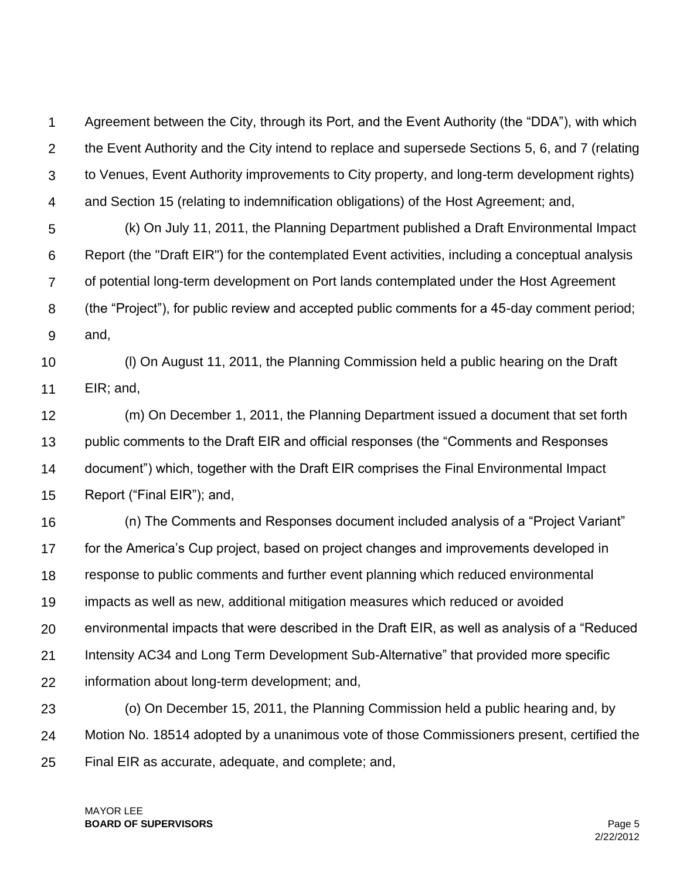Agreement between the City, through its Port, and the Event Authority (the "DDA"), with which the Event Authority and the City intend to replace and supersede Sections 5, 6, and 7 (relating to Venues, Event Authority improvements to City property, and long-term development rights) and Section 15 (relating to indemnification obligations) of the Host Agreement; and,

(k) On July 11, 2011, the Planning Department published a Draft Environmental Impact Report (the "Draft EIR") for the contemplated Event activities, including a conceptual analysis of potential long-term development on Port lands contemplated under the Host Agreement (the "Project"), for public review and accepted public comments for a 45-day comment period; and,

(l) On August 11, 2011, the Planning Commission held a public hearing on the Draft EIR; and,

(m) On December 1, 2011, the Planning Department issued a document that set forth public comments to the Draft EIR and official responses (the "Comments and Responses document") which, together with the Draft EIR comprises the Final Environmental Impact Report ("Final EIR"); and,

(n) The Comments and Responses document included analysis of a "Project Variant" for the America's Cup project, based on project changes and improvements developed in response to public comments and further event planning which reduced environmental impacts as well as new, additional mitigation measures which reduced or avoided environmental impacts that were described in the Draft EIR, as well as analysis of a "Reduced Intensity AC34 and Long Term Development Sub-Alternative" that provided more specific information about long-term development; and,

(o) On December 15, 2011, the Planning Commission held a public hearing and, by Motion No. 18514 adopted by a unanimous vote of those Commissioners present, certified the Final EIR as accurate, adequate, and complete; and,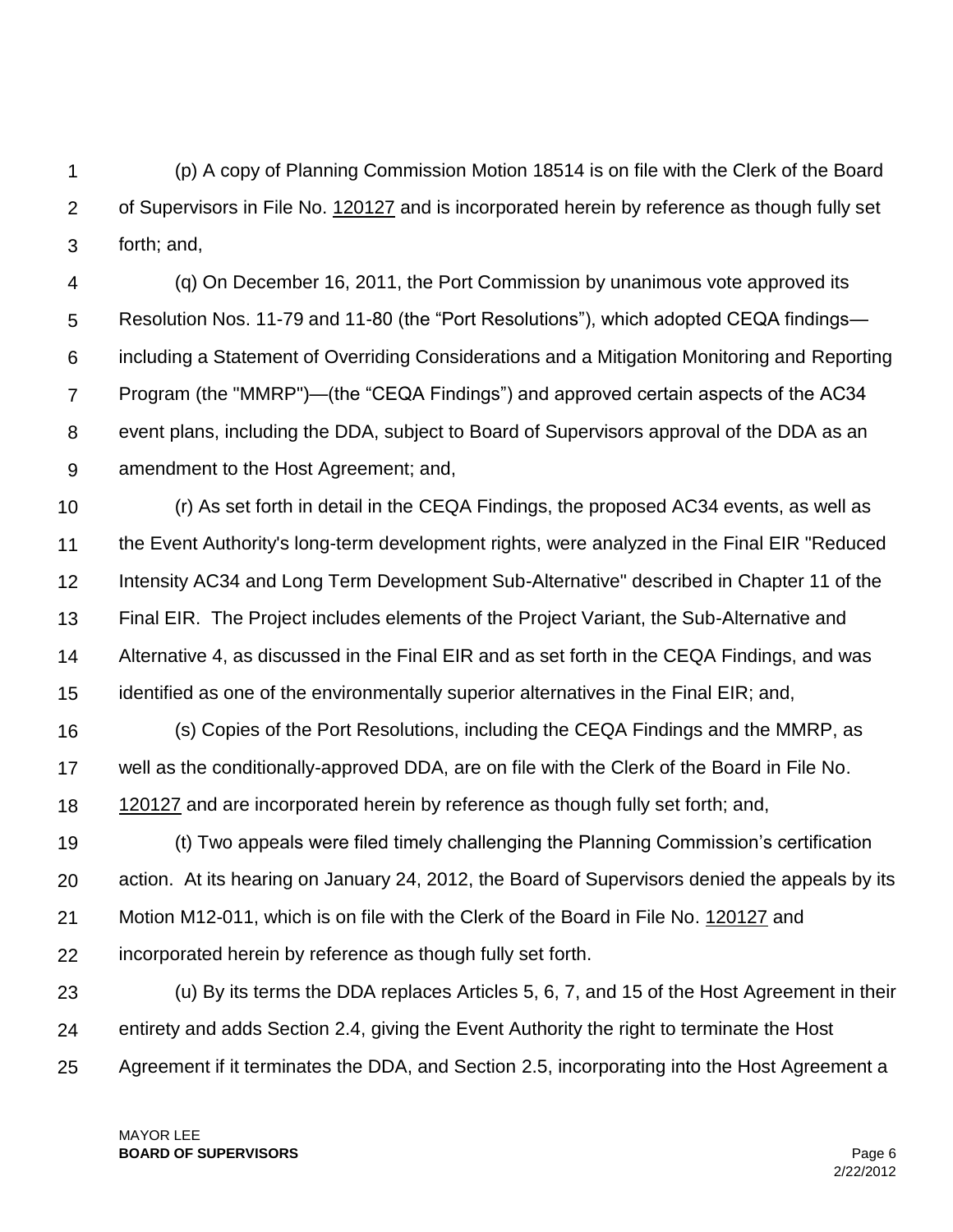(p) A copy of Planning Commission Motion 18514 is on file with the Clerk of the Board of Supervisors in File No. 120127 and is incorporated herein by reference as though fully set forth; and,

(q) On December 16, 2011, the Port Commission by unanimous vote approved its Resolution Nos. 11-79 and 11-80 (the "Port Resolutions"), which adopted CEQA findings—including a Statement of Overriding Considerations and a Mitigation Monitoring and Reporting Program (the "MMRP")—(the "CEQA Findings") and approved certain aspects of the AC34 event plans, including the DDA, subject to Board of Supervisors approval of the DDA as an amendment to the Host Agreement; and,

(r) As set forth in detail in the CEQA Findings, the proposed AC34 events, as well as the Event Authority's long-term development rights, were analyzed in the Final EIR "Reduced Intensity AC34 and Long Term Development Sub-Alternative" described in Chapter 11 of the Final EIR. The Project includes elements of the Project Variant, the Sub-Alternative and Alternative 4, as discussed in the Final EIR and as set forth in the CEQA Findings, and was identified as one of the environmentally superior alternatives in the Final EIR; and,

(s) Copies of the Port Resolutions, including the CEQA Findings and the MMRP, as well as the conditionally-approved DDA, are on file with the Clerk of the Board in File No. 120127 and are incorporated herein by reference as though fully set forth; and,

(t) Two appeals were filed timely challenging the Planning Commission's certification action. At its hearing on January 24, 2012, the Board of Supervisors denied the appeals by its Motion M12-011, which is on file with the Clerk of the Board in File No. 120127 and incorporated herein by reference as though fully set forth.

(u) By its terms the DDA replaces Articles 5, 6, 7, and 15 of the Host Agreement in their entirety and adds Section 2.4, giving the Event Authority the right to terminate the Host Agreement if it terminates the DDA, and Section 2.5, incorporating into the Host Agreement a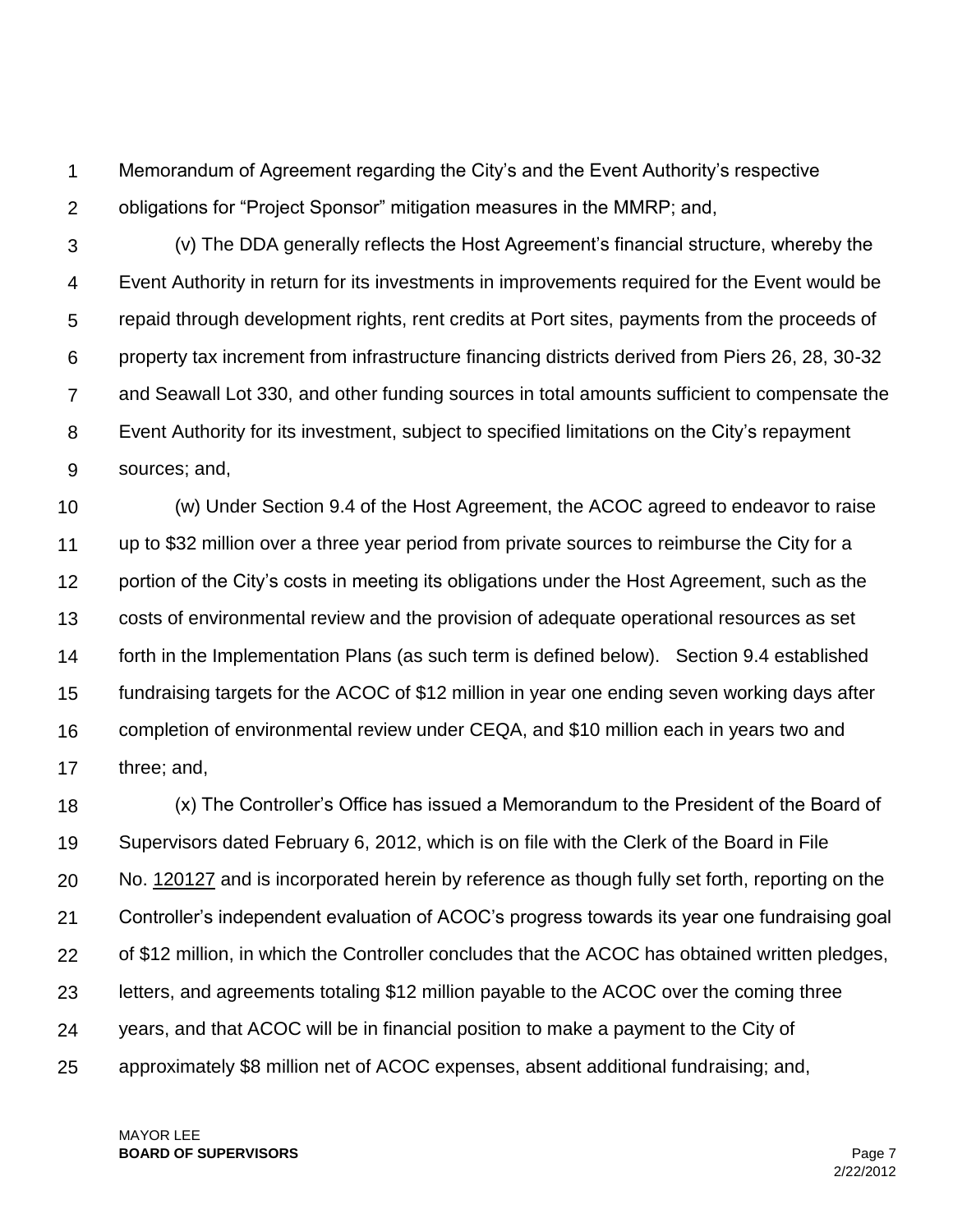Memorandum of Agreement regarding the City's and the Event Authority's respective obligations for "Project Sponsor" mitigation measures in the MMRP; and,

(v) The DDA generally reflects the Host Agreement's financial structure, whereby the Event Authority in return for its investments in improvements required for the Event would be repaid through development rights, rent credits at Port sites, payments from the proceeds of property tax increment from infrastructure financing districts derived from Piers 26, 28, 30-32 and Seawall Lot 330, and other funding sources in total amounts sufficient to compensate the Event Authority for its investment, subject to specified limitations on the City's repayment sources; and,

(w) Under Section 9.4 of the Host Agreement, the ACOC agreed to endeavor to raise up to $32 million over a three year period from private sources to reimburse the City for a portion of the City's costs in meeting its obligations under the Host Agreement, such as the costs of environmental review and the provision of adequate operational resources as set forth in the Implementation Plans (as such term is defined below). Section 9.4 established fundraising targets for the ACOC of $12 million in year one ending seven working days after completion of environmental review under CEQA, and $10 million each in years two and three; and,

(x) The Controller's Office has issued a Memorandum to the President of the Board of Supervisors dated February 6, 2012, which is on file with the Clerk of the Board in File No. 120127 and is incorporated herein by reference as though fully set forth, reporting on the Controller's independent evaluation of ACOC's progress towards its year one fundraising goal of $12 million, in which the Controller concludes that the ACOC has obtained written pledges, letters, and agreements totaling $12 million payable to the ACOC over the coming three years, and that ACOC will be in financial position to make a payment to the City of approximately $8 million net of ACOC expenses, absent additional fundraising; and,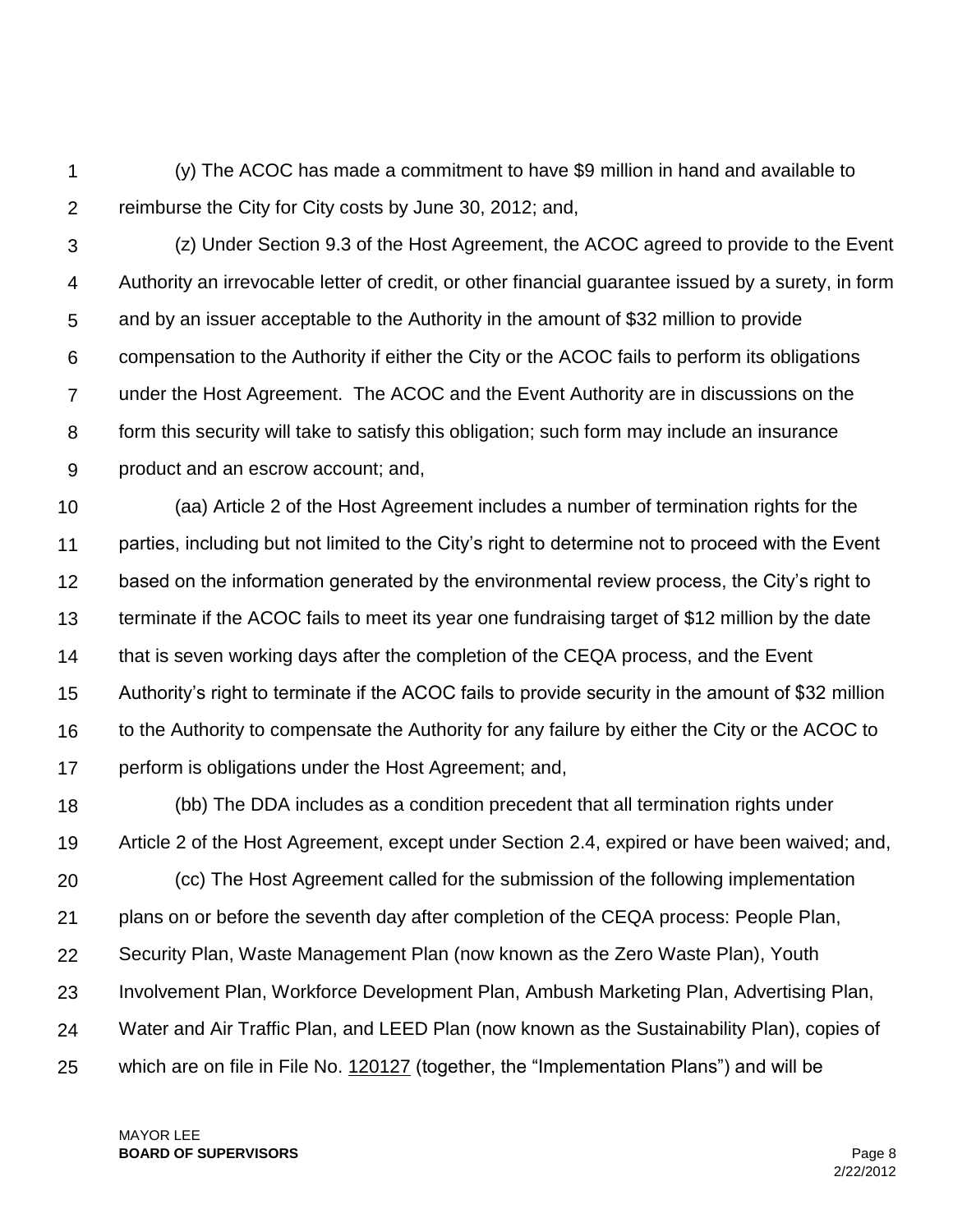(y) The ACOC has made a commitment to have $9 million in hand and available to reimburse the City for City costs by June 30, 2012; and,

(z) Under Section 9.3 of the Host Agreement, the ACOC agreed to provide to the Event Authority an irrevocable letter of credit, or other financial guarantee issued by a surety, in form and by an issuer acceptable to the Authority in the amount of $32 million to provide compensation to the Authority if either the City or the ACOC fails to perform its obligations under the Host Agreement. The ACOC and the Event Authority are in discussions on the form this security will take to satisfy this obligation; such form may include an insurance product and an escrow account; and,

(aa) Article 2 of the Host Agreement includes a number of termination rights for the parties, including but not limited to the City's right to determine not to proceed with the Event based on the information generated by the environmental review process, the City's right to terminate if the ACOC fails to meet its year one fundraising target of $12 million by the date that is seven working days after the completion of the CEQA process, and the Event Authority's right to terminate if the ACOC fails to provide security in the amount of $32 million to the Authority to compensate the Authority for any failure by either the City or the ACOC to perform is obligations under the Host Agreement; and,

(bb) The DDA includes as a condition precedent that all termination rights under Article 2 of the Host Agreement, except under Section 2.4, expired or have been waived; and,

(cc) The Host Agreement called for the submission of the following implementation plans on or before the seventh day after completion of the CEQA process: People Plan, Security Plan, Waste Management Plan (now known as the Zero Waste Plan), Youth Involvement Plan, Workforce Development Plan, Ambush Marketing Plan, Advertising Plan, Water and Air Traffic Plan, and LEED Plan (now known as the Sustainability Plan), copies of which are on file in File No. 120127 (together, the "Implementation Plans") and will be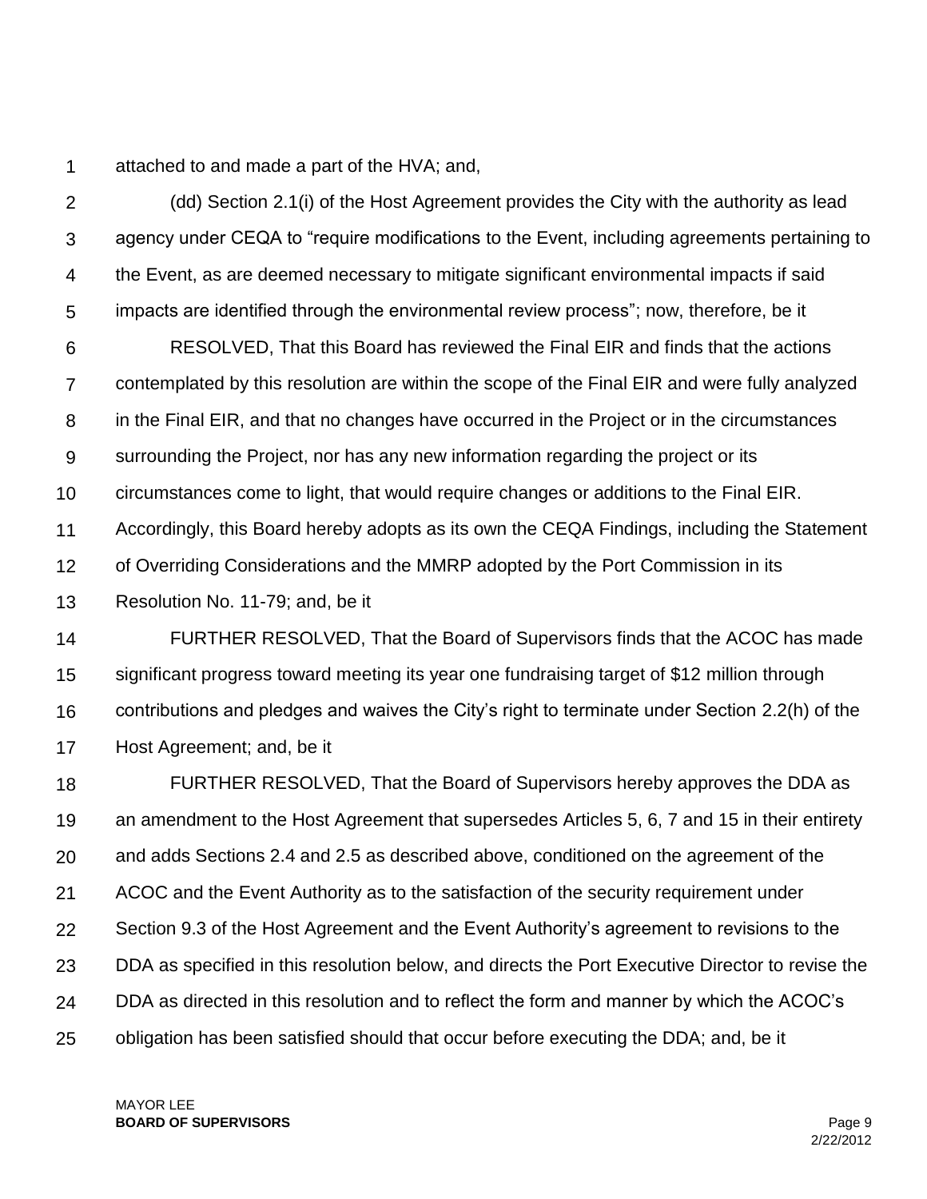attached to and made a part of the HVA; and,

(dd) Section 2.1(i) of the Host Agreement provides the City with the authority as lead agency under CEQA to "require modifications to the Event, including agreements pertaining to the Event, as are deemed necessary to mitigate significant environmental impacts if said impacts are identified through the environmental review process"; now, therefore, be it

RESOLVED, That this Board has reviewed the Final EIR and finds that the actions contemplated by this resolution are within the scope of the Final EIR and were fully analyzed in the Final EIR, and that no changes have occurred in the Project or in the circumstances surrounding the Project, nor has any new information regarding the project or its circumstances come to light, that would require changes or additions to the Final EIR. Accordingly, this Board hereby adopts as its own the CEQA Findings, including the Statement of Overriding Considerations and the MMRP adopted by the Port Commission in its Resolution No. 11-79; and, be it

FURTHER RESOLVED, That the Board of Supervisors finds that the ACOC has made significant progress toward meeting its year one fundraising target of $12 million through contributions and pledges and waives the City's right to terminate under Section 2.2(h) of the Host Agreement; and, be it

FURTHER RESOLVED, That the Board of Supervisors hereby approves the DDA as an amendment to the Host Agreement that supersedes Articles 5, 6, 7 and 15 in their entirety and adds Sections 2.4 and 2.5 as described above, conditioned on the agreement of the ACOC and the Event Authority as to the satisfaction of the security requirement under Section 9.3 of the Host Agreement and the Event Authority's agreement to revisions to the DDA as specified in this resolution below, and directs the Port Executive Director to revise the DDA as directed in this resolution and to reflect the form and manner by which the ACOC's obligation has been satisfied should that occur before executing the DDA; and, be it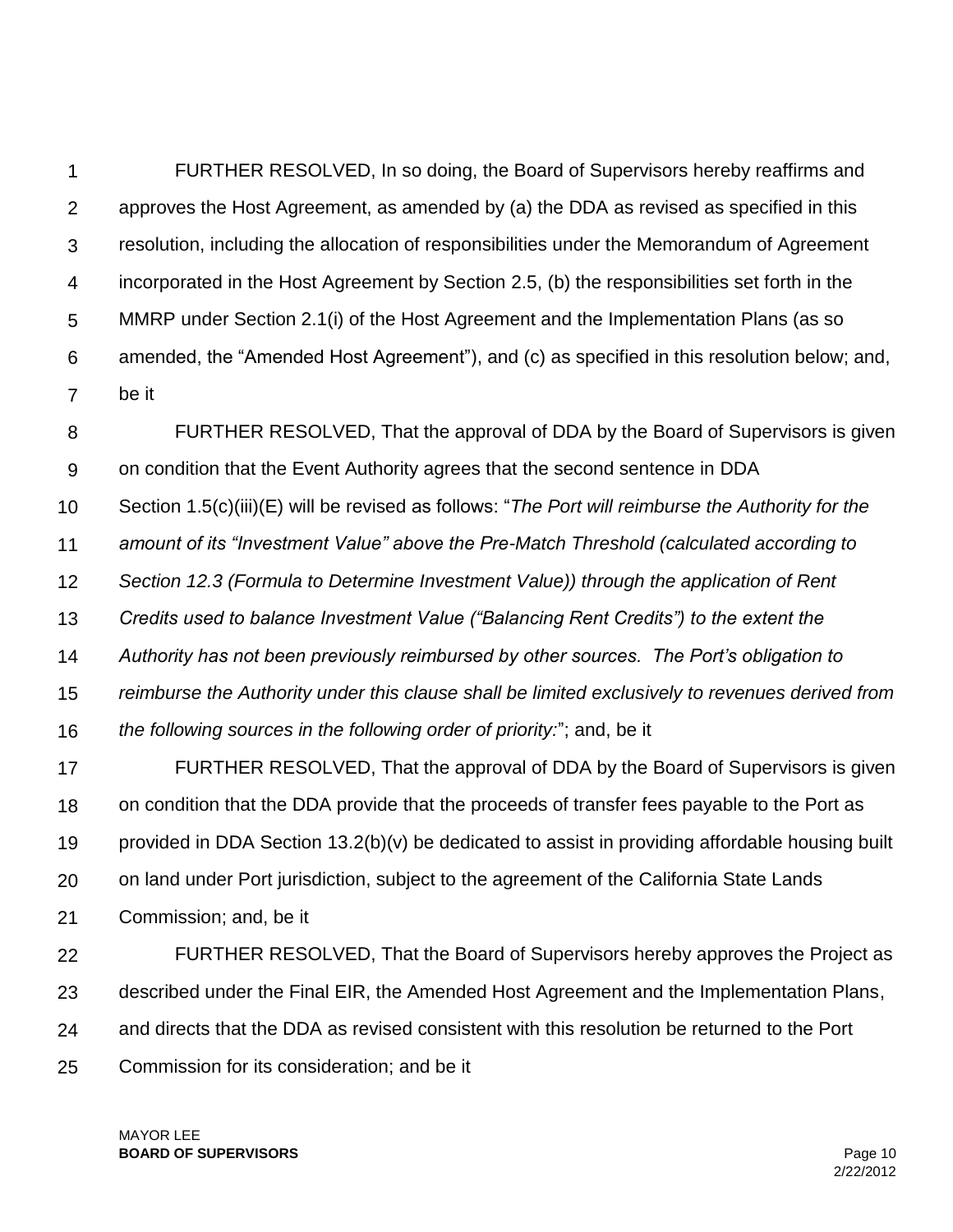FURTHER RESOLVED, In so doing, the Board of Supervisors hereby reaffirms and approves the Host Agreement, as amended by (a) the DDA as revised as specified in this resolution, including the allocation of responsibilities under the Memorandum of Agreement incorporated in the Host Agreement by Section 2.5, (b) the responsibilities set forth in the MMRP under Section 2.1(i) of the Host Agreement and the Implementation Plans (as so amended, the "Amended Host Agreement"), and (c) as specified in this resolution below; and, be it

FURTHER RESOLVED, That the approval of DDA by the Board of Supervisors is given on condition that the Event Authority agrees that the second sentence in DDA Section 1.5(c)(iii)(E) will be revised as follows: "*The Port will reimburse the Authority for the amount of its "Investment Value" above the Pre-Match Threshold (calculated according to Section 12.3 (Formula to Determine Investment Value)) through the application of Rent Credits used to balance Investment Value ("Balancing Rent Credits") to the extent the Authority has not been previously reimbursed by other sources. The Port's obligation to reimburse the Authority under this clause shall be limited exclusively to revenues derived from the following sources in the following order of priority:*"; and, be it

FURTHER RESOLVED, That the approval of DDA by the Board of Supervisors is given on condition that the DDA provide that the proceeds of transfer fees payable to the Port as provided in DDA Section 13.2(b)(v) be dedicated to assist in providing affordable housing built on land under Port jurisdiction, subject to the agreement of the California State Lands Commission; and, be it

FURTHER RESOLVED, That the Board of Supervisors hereby approves the Project as described under the Final EIR, the Amended Host Agreement and the Implementation Plans, and directs that the DDA as revised consistent with this resolution be returned to the Port Commission for its consideration; and be it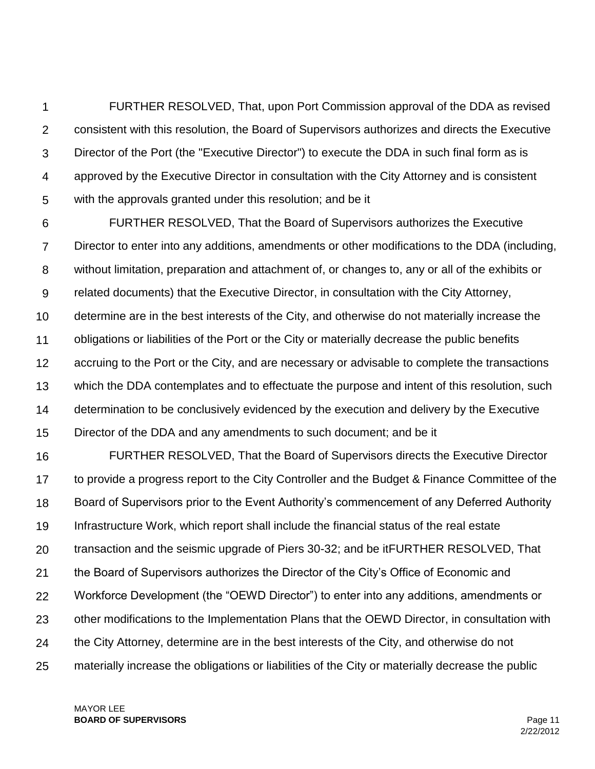FURTHER RESOLVED, That, upon Port Commission approval of the DDA as revised consistent with this resolution, the Board of Supervisors authorizes and directs the Executive Director of the Port (the "Executive Director") to execute the DDA in such final form as is approved by the Executive Director in consultation with the City Attorney and is consistent with the approvals granted under this resolution; and be it

FURTHER RESOLVED, That the Board of Supervisors authorizes the Executive Director to enter into any additions, amendments or other modifications to the DDA (including, without limitation, preparation and attachment of, or changes to, any or all of the exhibits or related documents) that the Executive Director, in consultation with the City Attorney, determine are in the best interests of the City, and otherwise do not materially increase the obligations or liabilities of the Port or the City or materially decrease the public benefits accruing to the Port or the City, and are necessary or advisable to complete the transactions which the DDA contemplates and to effectuate the purpose and intent of this resolution, such determination to be conclusively evidenced by the execution and delivery by the Executive Director of the DDA and any amendments to such document; and be it

FURTHER RESOLVED, That the Board of Supervisors directs the Executive Director to provide a progress report to the City Controller and the Budget & Finance Committee of the Board of Supervisors prior to the Event Authority's commencement of any Deferred Authority Infrastructure Work, which report shall include the financial status of the real estate transaction and the seismic upgrade of Piers 30-32; and be itFURTHER RESOLVED, That the Board of Supervisors authorizes the Director of the City's Office of Economic and Workforce Development (the "OEWD Director") to enter into any additions, amendments or other modifications to the Implementation Plans that the OEWD Director, in consultation with the City Attorney, determine are in the best interests of the City, and otherwise do not materially increase the obligations or liabilities of the City or materially decrease the public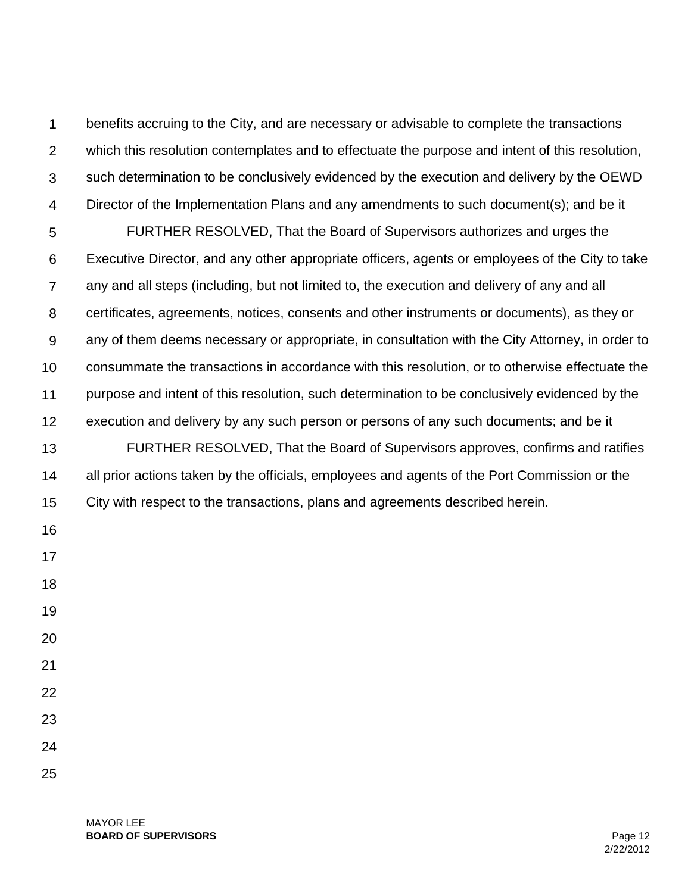benefits accruing to the City, and are necessary or advisable to complete the transactions which this resolution contemplates and to effectuate the purpose and intent of this resolution, such determination to be conclusively evidenced by the execution and delivery by the OEWD Director of the Implementation Plans and any amendments to such document(s); and be it

FURTHER RESOLVED, That the Board of Supervisors authorizes and urges the Executive Director, and any other appropriate officers, agents or employees of the City to take any and all steps (including, but not limited to, the execution and delivery of any and all certificates, agreements, notices, consents and other instruments or documents), as they or any of them deems necessary or appropriate, in consultation with the City Attorney, in order to consummate the transactions in accordance with this resolution, or to otherwise effectuate the purpose and intent of this resolution, such determination to be conclusively evidenced by the execution and delivery by any such person or persons of any such documents; and be it

FURTHER RESOLVED, That the Board of Supervisors approves, confirms and ratifies all prior actions taken by the officials, employees and agents of the Port Commission or the City with respect to the transactions, plans and agreements described herein.